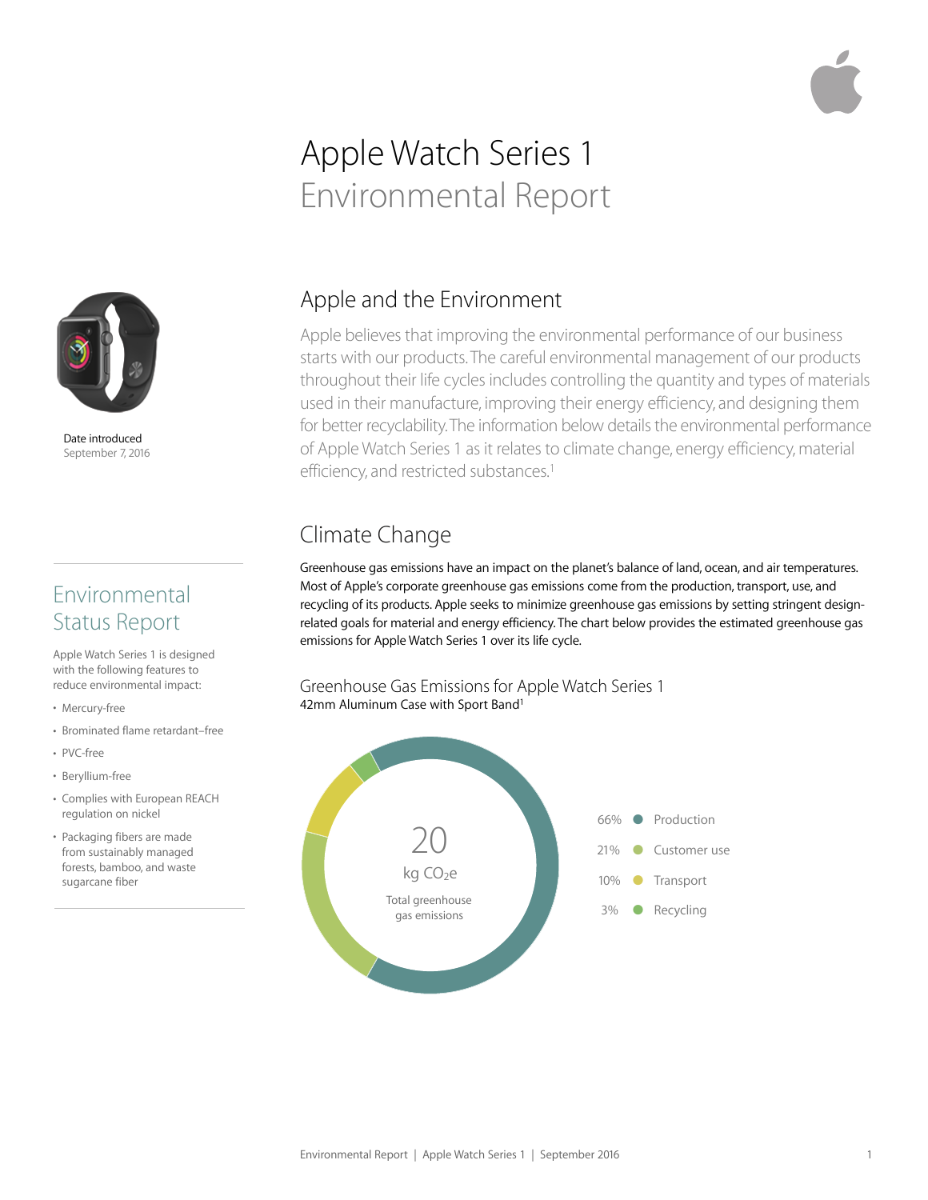# Apple Watch Series 1
## Environmental Report

Date introduced
September 7, 2016

## Environmental Status Report

Apple Watch Series 1 is designed with the following features to reduce environmental impact:

- Mercury-free
- Brominated flame retardant–free
- PVC-free
- Beryllium-free
- Complies with European REACH regulation on nickel
- Packaging fibers are made from sustainably managed forests, bamboo, and waste sugarcane fiber

## Apple and the Environment

Apple believes that improving the environmental performance of our business starts with our products. The careful environmental management of our products throughout their life cycles includes controlling the quantity and types of materials used in their manufacture, improving their energy efficiency, and designing them for better recyclability. The information below details the environmental performance of Apple Watch Series 1 as it relates to climate change, energy efficiency, material efficiency, and restricted substances.[1]

## Climate Change

Greenhouse gas emissions have an impact on the planet's balance of land, ocean, and air temperatures. Most of Apple's corporate greenhouse gas emissions come from the production, transport, use, and recycling of its products. Apple seeks to minimize greenhouse gas emissions by setting stringent design-related goals for material and energy efficiency. The chart below provides the estimated greenhouse gas emissions for Apple Watch Series 1 over its life cycle.

### Greenhouse Gas Emissions for Apple Watch Series 1
42mm Aluminum Case with Sport Band[1]

20 kg $CO_2e$
Total greenhouse gas emissions

| Share | Phase |
|---|---|
| 66% | Production |
| 21% | Customer use |
| 10% | Transport |
| 3% | Recycling |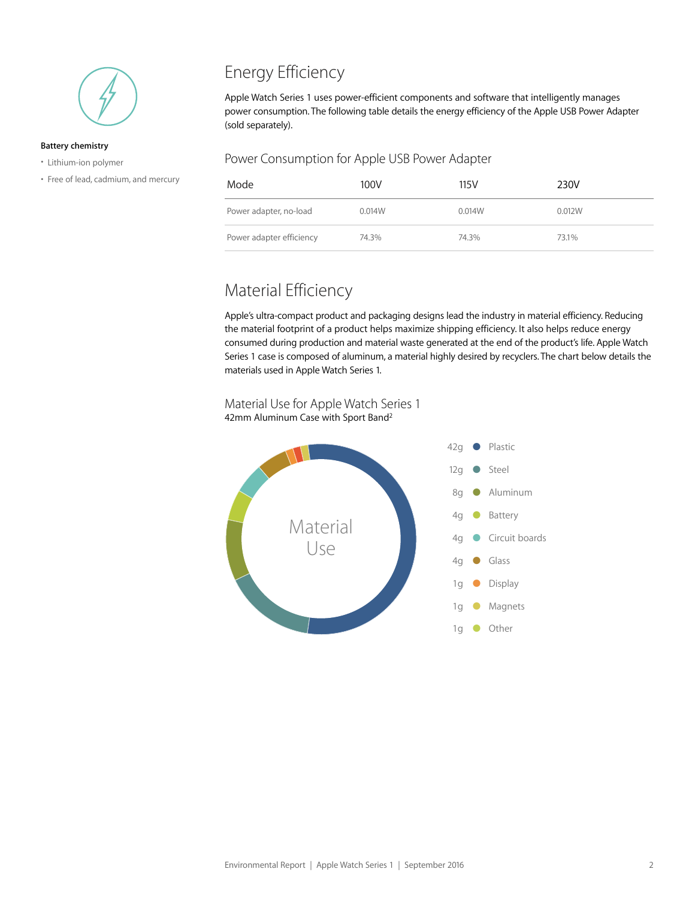**Battery chemistry**

- Lithium-ion polymer
- Free of lead, cadmium, and mercury

## Energy Efficiency

Apple Watch Series 1 uses power-efficient components and software that intelligently manages power consumption. The following table details the energy efficiency of the Apple USB Power Adapter (sold separately).

### Power Consumption for Apple USB Power Adapter

| Mode | 100V | 115V | 230V |
|---|---|---|---|
| Power adapter, no-load | 0.014W | 0.014W | 0.012W |
| Power adapter efficiency | 74.3% | 74.3% | 73.1% |

## Material Efficiency

Apple's ultra-compact product and packaging designs lead the industry in material efficiency. Reducing the material footprint of a product helps maximize shipping efficiency. It also helps reduce energy consumed during production and material waste generated at the end of the product's life. Apple Watch Series 1 case is composed of aluminum, a material highly desired by recyclers. The chart below details the materials used in Apple Watch Series 1.

### Material Use for Apple Watch Series 1

42mm Aluminum Case with Sport Band[2]

Material Use

| Weight | Material |
|---|---|
| 42g | Plastic |
| 12g | Steel |
| 8g | Aluminum |
| 4g | Battery |
| 4g | Circuit boards |
| 4g | Glass |
| 1g | Display |
| 1g | Magnets |
| 1g | Other |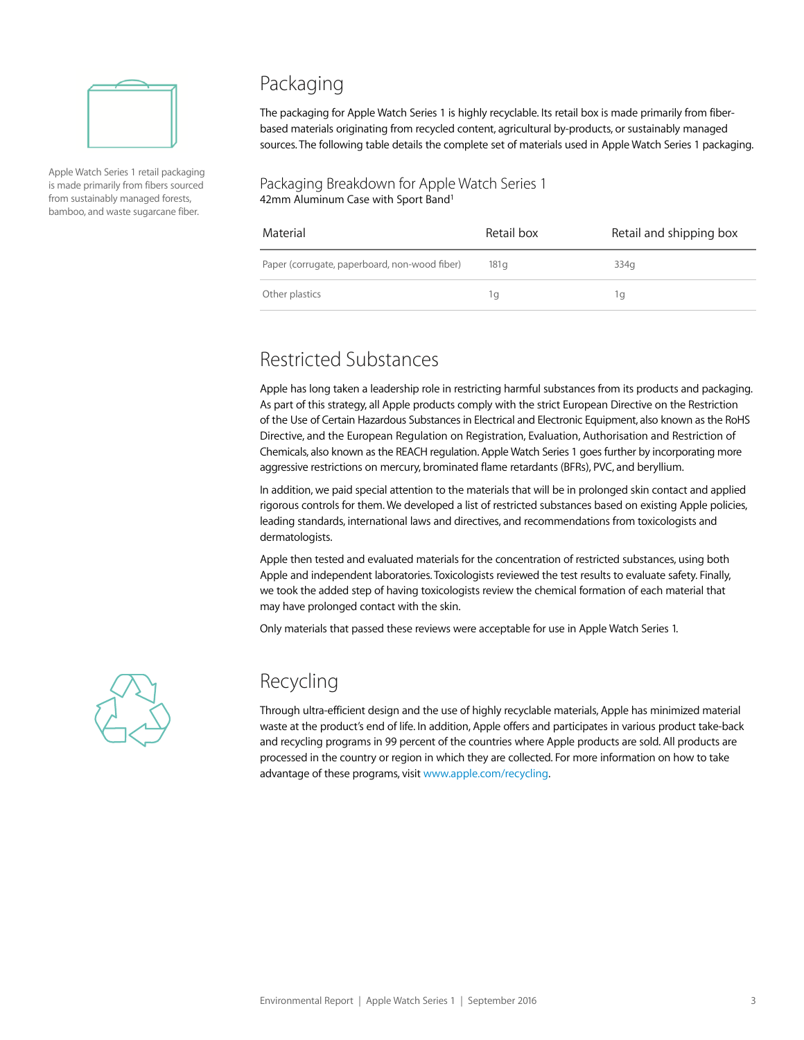Apple Watch Series 1 retail packaging is made primarily from fibers sourced from sustainably managed forests, bamboo, and waste sugarcane fiber.

## Packaging

The packaging for Apple Watch Series 1 is highly recyclable. Its retail box is made primarily from fiber-based materials originating from recycled content, agricultural by-products, or sustainably managed sources. The following table details the complete set of materials used in Apple Watch Series 1 packaging.

### Packaging Breakdown for Apple Watch Series 1

42mm Aluminum Case with Sport Band[1]

| Material | Retail box | Retail and shipping box |
|---|---|---|
| Paper (corrugate, paperboard, non-wood fiber) | 181g | 334g |
| Other plastics | 1g | 1g |

## Restricted Substances

Apple has long taken a leadership role in restricting harmful substances from its products and packaging. As part of this strategy, all Apple products comply with the strict European Directive on the Restriction of the Use of Certain Hazardous Substances in Electrical and Electronic Equipment, also known as the RoHS Directive, and the European Regulation on Registration, Evaluation, Authorisation and Restriction of Chemicals, also known as the REACH regulation. Apple Watch Series 1 goes further by incorporating more aggressive restrictions on mercury, brominated flame retardants (BFRs), PVC, and beryllium.

In addition, we paid special attention to the materials that will be in prolonged skin contact and applied rigorous controls for them. We developed a list of restricted substances based on existing Apple policies, leading standards, international laws and directives, and recommendations from toxicologists and dermatologists.

Apple then tested and evaluated materials for the concentration of restricted substances, using both Apple and independent laboratories. Toxicologists reviewed the test results to evaluate safety. Finally, we took the added step of having toxicologists review the chemical formation of each material that may have prolonged contact with the skin.

Only materials that passed these reviews were acceptable for use in Apple Watch Series 1.

## Recycling

Through ultra-efficient design and the use of highly recyclable materials, Apple has minimized material waste at the product's end of life. In addition, Apple offers and participates in various product take-back and recycling programs in 99 percent of the countries where Apple products are sold. All products are processed in the country or region in which they are collected. For more information on how to take advantage of these programs, visit www.apple.com/recycling.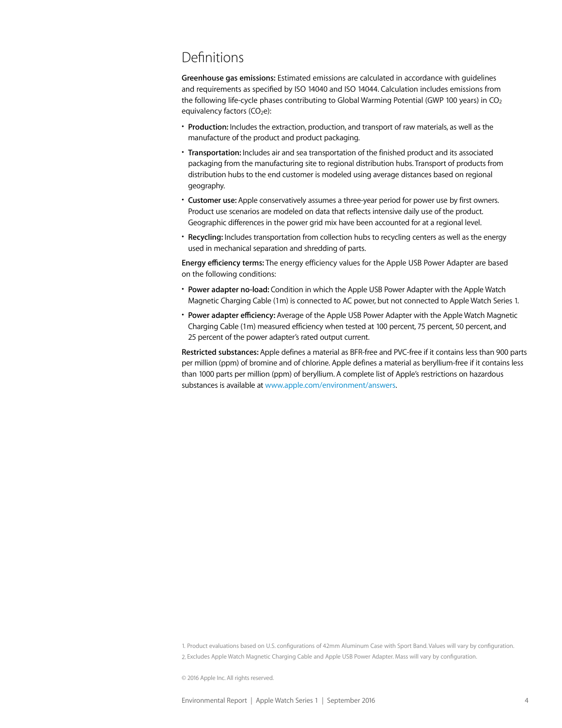## Definitions

**Greenhouse gas emissions:** Estimated emissions are calculated in accordance with guidelines and requirements as specified by ISO 14040 and ISO 14044. Calculation includes emissions from the following life-cycle phases contributing to Global Warming Potential (GWP 100 years) in $CO_2$ equivalency factors ($CO_2e$):

- **Production:** Includes the extraction, production, and transport of raw materials, as well as the manufacture of the product and product packaging.
- **Transportation:** Includes air and sea transportation of the finished product and its associated packaging from the manufacturing site to regional distribution hubs. Transport of products from distribution hubs to the end customer is modeled using average distances based on regional geography.
- **Customer use:** Apple conservatively assumes a three-year period for power use by first owners. Product use scenarios are modeled on data that reflects intensive daily use of the product. Geographic differences in the power grid mix have been accounted for at a regional level.
- **Recycling:** Includes transportation from collection hubs to recycling centers as well as the energy used in mechanical separation and shredding of parts.

**Energy efficiency terms:** The energy efficiency values for the Apple USB Power Adapter are based on the following conditions:

- **Power adapter no-load:** Condition in which the Apple USB Power Adapter with the Apple Watch Magnetic Charging Cable (1m) is connected to AC power, but not connected to Apple Watch Series 1.
- **Power adapter efficiency:** Average of the Apple USB Power Adapter with the Apple Watch Magnetic Charging Cable (1m) measured efficiency when tested at 100 percent, 75 percent, 50 percent, and 25 percent of the power adapter's rated output current.

**Restricted substances:** Apple defines a material as BFR-free and PVC-free if it contains less than 900 parts per million (ppm) of bromine and of chlorine. Apple defines a material as beryllium-free if it contains less than 1000 parts per million (ppm) of beryllium. A complete list of Apple's restrictions on hazardous substances is available at www.apple.com/environment/answers.

1. Product evaluations based on U.S. configurations of 42mm Aluminum Case with Sport Band. Values will vary by configuration.
2. Excludes Apple Watch Magnetic Charging Cable and Apple USB Power Adapter. Mass will vary by configuration.

© 2016 Apple Inc. All rights reserved.